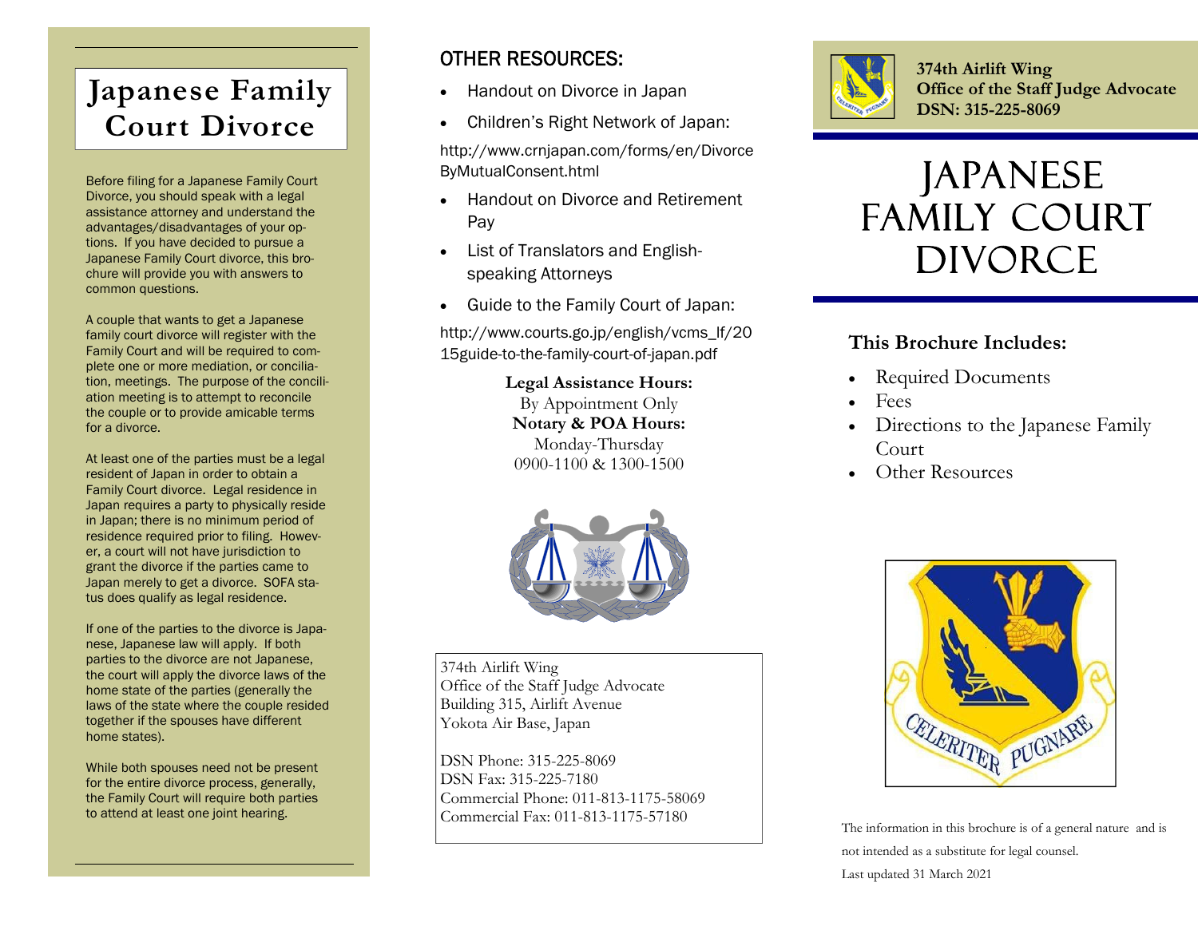# Japanese Family Court Divorce

Before filing for a Japanese Family Court Divorce, you should speak with a legal assistance attorney and understand the advantages/disadvantages of your options. If you have decided to pursue a Japanese Family Court divorce, this brochure will provide you with answers to common questions.

A couple that wants to get a Japanese family court divorce will register with the Family Court and will be required to complete one or more mediation, or conciliation, meetings. The purpose of the conciliation meeting is to attempt to reconcile the couple or to provide amicable terms for a divorce.

At least one of the parties must be a legal resident of Japan in order to obtain a Family Court divorce. Legal residence in Japan requires a party to physically reside in Japan; there is no minimum period of residence required prior to filing. However, a court will not have jurisdiction to grant the divorce if the parties came to Japan merely to get a divorce. SOFA status does qualify as legal residence.

If one of the parties to the divorce is Japanese, Japanese law will apply. If both parties to the divorce are not Japanese, the court will apply the divorce laws of the home state of the parties (generally the laws of the state where the couple resided together if the spouses have different home states).

While both spouses need not be present for the entire divorce process, generally, the Family Court will require both parties to attend at least one joint hearing.

## OTHER RESOURCES:

- Handout on Divorce in Japan
- Children's Right Network of Japan:

http://www.crnjapan.com/forms/en/DivorceByMutualConsent.html

- Handout on Divorce and Retirement Pay
- List of Translators and English-speaking Attorneys
- Guide to the Family Court of Japan:

http://www.courts.go.jp/english/vcms_lf/2015guide-to-the-family-court-of-japan.pdf

**Legal Assistance Hours:**
By Appointment Only
**Notary & POA Hours:**
Monday-Thursday
0900-1100 & 1300-1500

374th Airlift Wing
Office of the Staff Judge Advocate
Building 315, Airlift Avenue
Yokota Air Base, Japan

DSN Phone: 315-225-8069
DSN Fax: 315-225-7180
Commercial Phone: 011-813-1175-58069
Commercial Fax: 011-813-1175-57180

**374th Airlift Wing**
**Office of the Staff Judge Advocate**
**DSN: 315-225-8069**

# JAPANESE FAMILY COURT DIVORCE

### This Brochure Includes:

- Required Documents
- Fees
- Directions to the Japanese Family Court
- Other Resources

The information in this brochure is of a general nature and is not intended as a substitute for legal counsel.

Last updated 31 March 2021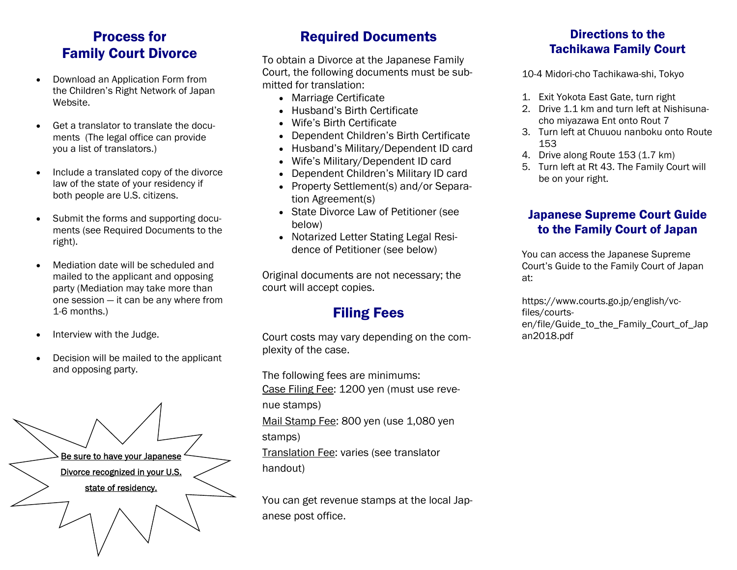## Process for Family Court Divorce

- Download an Application Form from the Children's Right Network of Japan Website.
- Get a translator to translate the documents (The legal office can provide you a list of translators.)
- Include a translated copy of the divorce law of the state of your residency if both people are U.S. citizens.
- Submit the forms and supporting documents (see Required Documents to the right).
- Mediation date will be scheduled and mailed to the applicant and opposing party (Mediation may take more than one session — it can be any where from 1-6 months.)
- Interview with the Judge.
- Decision will be mailed to the applicant and opposing party.

Be sure to have your Japanese Divorce recognized in your U.S. state of residency.

## Required Documents

To obtain a Divorce at the Japanese Family Court, the following documents must be submitted for translation:

- Marriage Certificate
- Husband's Birth Certificate
- Wife's Birth Certificate
- Dependent Children's Birth Certificate
- Husband's Military/Dependent ID card
- Wife's Military/Dependent ID card
- Dependent Children's Military ID card
- Property Settlement(s) and/or Separation Agreement(s)
- State Divorce Law of Petitioner (see below)
- Notarized Letter Stating Legal Residence of Petitioner (see below)

Original documents are not necessary; the court will accept copies.

## Filing Fees

Court costs may vary depending on the complexity of the case.

The following fees are minimums:

Case Filing Fee: 1200 yen (must use revenue stamps)

Mail Stamp Fee: 800 yen (use 1,080 yen stamps)

Translation Fee: varies (see translator handout)

You can get revenue stamps at the local Japanese post office.

## Directions to the Tachikawa Family Court

10-4 Midori-cho Tachikawa-shi, Tokyo

1. Exit Yokota East Gate, turn right
2. Drive 1.1 km and turn left at Nishisuna-cho miyazawa Ent onto Rout 7
3. Turn left at Chuuou nanboku onto Route 153
4. Drive along Route 153 (1.7 km)
5. Turn left at Rt 43. The Family Court will be on your right.

## Japanese Supreme Court Guide to the Family Court of Japan

You can access the Japanese Supreme Court's Guide to the Family Court of Japan at:

https://www.courts.go.jp/english/vc-files/courts-en/file/Guide_to_the_Family_Court_of_Japan2018.pdf